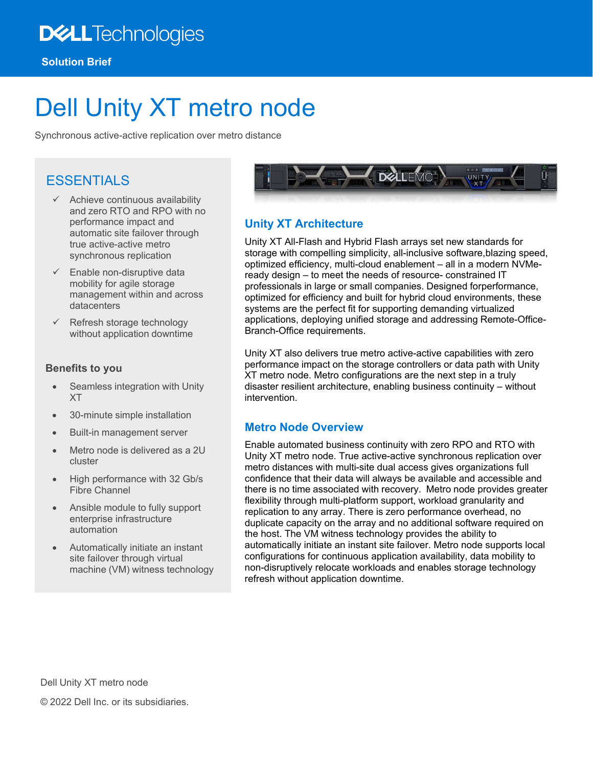Dell Technologies

**Solution Brief**

# Dell Unity XT metro node

Synchronous active-active replication over metro distance

## ESSENTIALS

- ✓ Achieve continuous availability and zero RTO and RPO with no performance impact and automatic site failover through true active-active metro synchronous replication
- ✓ Enable non-disruptive data mobility for agile storage management within and across datacenters
- ✓ Refresh storage technology without application downtime

### Benefits to you

- Seamless integration with Unity XT
- 30-minute simple installation
- Built-in management server
- Metro node is delivered as a 2U cluster
- High performance with 32 Gb/s Fibre Channel
- Ansible module to fully support enterprise infrastructure automation
- Automatically initiate an instant site failover through virtual machine (VM) witness technology

## Unity XT Architecture

Unity XT All-Flash and Hybrid Flash arrays set new standards for storage with compelling simplicity, all-inclusive software,blazing speed, optimized efficiency, multi-cloud enablement – all in a modern NVMe-ready design – to meet the needs of resource- constrained IT professionals in large or small companies. Designed forperformance, optimized for efficiency and built for hybrid cloud environments, these systems are the perfect fit for supporting demanding virtualized applications, deploying unified storage and addressing Remote-Office-Branch-Office requirements.

Unity XT also delivers true metro active-active capabilities with zero performance impact on the storage controllers or data path with Unity XT metro node. Metro configurations are the next step in a truly disaster resilient architecture, enabling business continuity – without intervention.

## Metro Node Overview

Enable automated business continuity with zero RPO and RTO with Unity XT metro node. True active-active synchronous replication over metro distances with multi-site dual access gives organizations full confidence that their data will always be available and accessible and there is no time associated with recovery. Metro node provides greater flexibility through multi-platform support, workload granularity and replication to any array. There is zero performance overhead, no duplicate capacity on the array and no additional software required on the host. The VM witness technology provides the ability to automatically initiate an instant site failover. Metro node supports local configurations for continuous application availability, data mobility to non-disruptively relocate workloads and enables storage technology refresh without application downtime.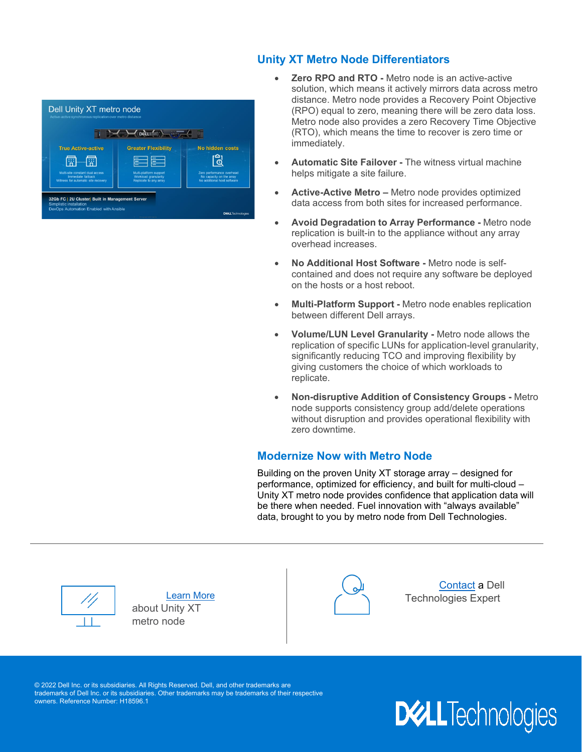## Unity XT Metro Node Differentiators

- **Zero RPO and RTO -** Metro node is an active-active solution, which means it actively mirrors data across metro distance. Metro node provides a Recovery Point Objective (RPO) equal to zero, meaning there will be zero data loss. Metro node also provides a zero Recovery Time Objective (RTO), which means the time to recover is zero time or immediately.
- **Automatic Site Failover -** The witness virtual machine helps mitigate a site failure.
- **Active-Active Metro –** Metro node provides optimized data access from both sites for increased performance.
- **Avoid Degradation to Array Performance -** Metro node replication is built-in to the appliance without any array overhead increases.
- **No Additional Host Software -** Metro node is self-contained and does not require any software be deployed on the hosts or a host reboot.
- **Multi-Platform Support -** Metro node enables replication between different Dell arrays.
- **Volume/LUN Level Granularity -** Metro node allows the replication of specific LUNs for application-level granularity, significantly reducing TCO and improving flexibility by giving customers the choice of which workloads to replicate.
- **Non-disruptive Addition of Consistency Groups -** Metro node supports consistency group add/delete operations without disruption and provides operational flexibility with zero downtime.

## Modernize Now with Metro Node

Building on the proven Unity XT storage array – designed for performance, optimized for efficiency, and built for multi-cloud – Unity XT metro node provides confidence that application data will be there when needed. Fuel innovation with "always available" data, brought to you by metro node from Dell Technologies.

---

Learn More about Unity XT metro node

Contact a Dell Technologies Expert

© 2022 Dell Inc. or its subsidiaries. All Rights Reserved. Dell, and other trademarks are trademarks of Dell Inc. or its subsidiaries. Other trademarks may be trademarks of their respective owners. Reference Number: H18596.1